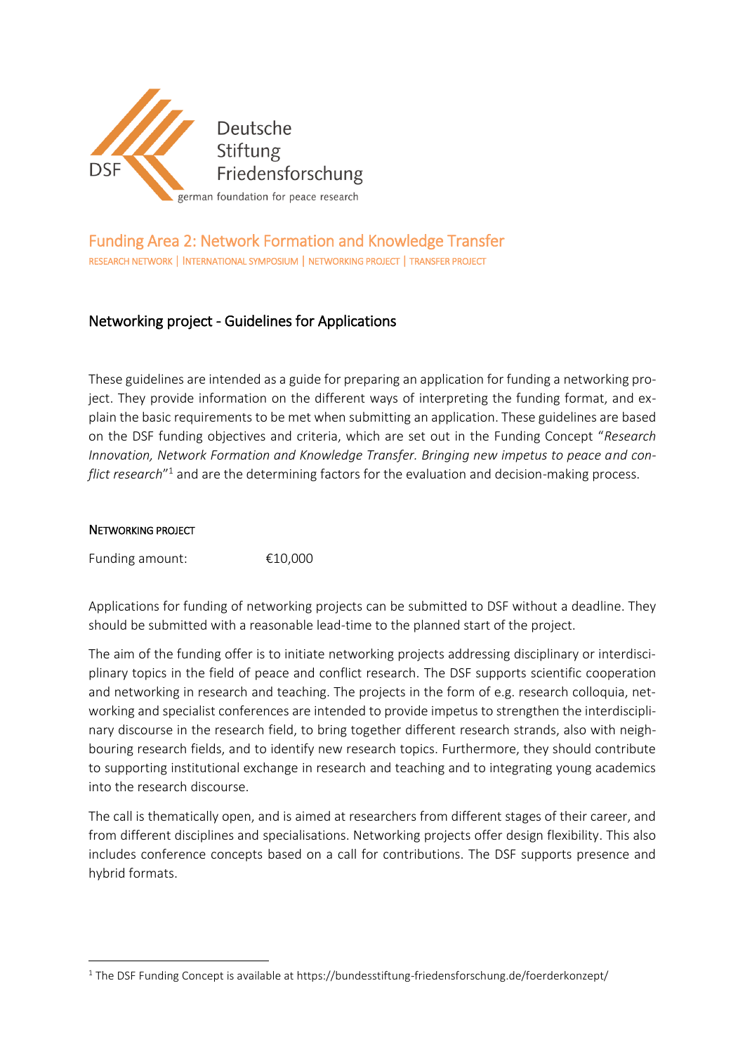Deutsche Stiftung Friedensforschung

german foundation for peace research

## Funding Area 2: Network Formation and Knowledge Transfer

RESEARCH NETWORK | INTERNATIONAL SYMPOSIUM | NETWORKING PROJECT | TRANSFER PROJECT

# Networking project - Guidelines for Applications

These guidelines are intended as a guide for preparing an application for funding a networking project. They provide information on the different ways of interpreting the funding format, and explain the basic requirements to be met when submitting an application. These guidelines are based on the DSF funding objectives and criteria, which are set out in the Funding Concept "*Research Innovation, Network Formation and Knowledge Transfer. Bringing new impetus to peace and conflict research*"[1] and are the determining factors for the evaluation and decision-making process.

### NETWORKING PROJECT

Funding amount: €10,000

Applications for funding of networking projects can be submitted to DSF without a deadline. They should be submitted with a reasonable lead-time to the planned start of the project.

The aim of the funding offer is to initiate networking projects addressing disciplinary or interdisciplinary topics in the field of peace and conflict research. The DSF supports scientific cooperation and networking in research and teaching. The projects in the form of e.g. research colloquia, networking and specialist conferences are intended to provide impetus to strengthen the interdisciplinary discourse in the research field, to bring together different research strands, also with neighbouring research fields, and to identify new research topics. Furthermore, they should contribute to supporting institutional exchange in research and teaching and to integrating young academics into the research discourse.

The call is thematically open, and is aimed at researchers from different stages of their career, and from different disciplines and specialisations. Networking projects offer design flexibility. This also includes conference concepts based on a call for contributions. The DSF supports presence and hybrid formats.

---

[1] The DSF Funding Concept is available at https://bundesstiftung-friedensforschung.de/foerderkonzept/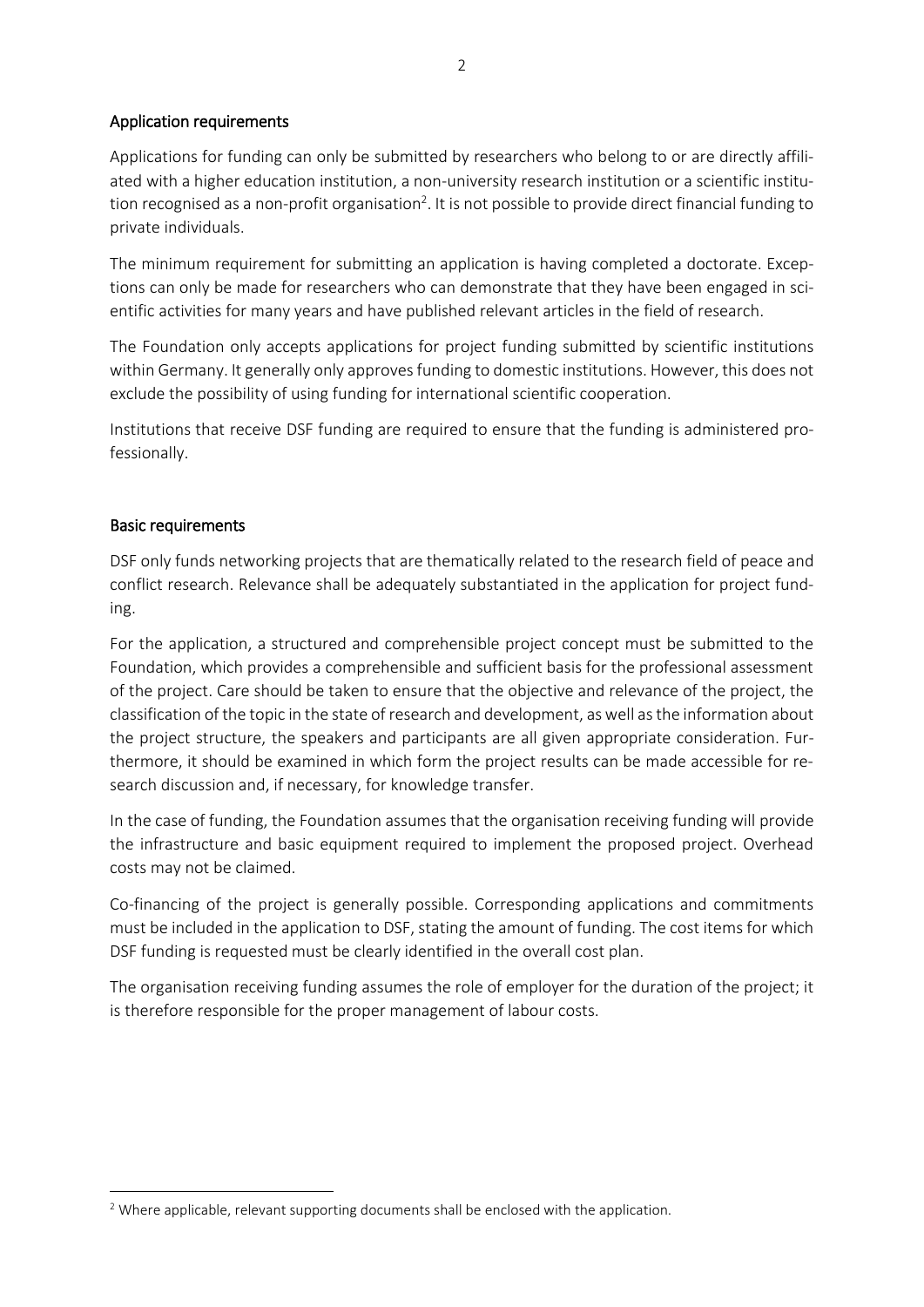## Application requirements

Applications for funding can only be submitted by researchers who belong to or are directly affiliated with a higher education institution, a non-university research institution or a scientific institution recognised as a non-profit organisation[2]. It is not possible to provide direct financial funding to private individuals.

The minimum requirement for submitting an application is having completed a doctorate. Exceptions can only be made for researchers who can demonstrate that they have been engaged in scientific activities for many years and have published relevant articles in the field of research.

The Foundation only accepts applications for project funding submitted by scientific institutions within Germany. It generally only approves funding to domestic institutions. However, this does not exclude the possibility of using funding for international scientific cooperation.

Institutions that receive DSF funding are required to ensure that the funding is administered professionally.

## Basic requirements

DSF only funds networking projects that are thematically related to the research field of peace and conflict research. Relevance shall be adequately substantiated in the application for project funding.

For the application, a structured and comprehensible project concept must be submitted to the Foundation, which provides a comprehensible and sufficient basis for the professional assessment of the project. Care should be taken to ensure that the objective and relevance of the project, the classification of the topic in the state of research and development, as well as the information about the project structure, the speakers and participants are all given appropriate consideration. Furthermore, it should be examined in which form the project results can be made accessible for research discussion and, if necessary, for knowledge transfer.

In the case of funding, the Foundation assumes that the organisation receiving funding will provide the infrastructure and basic equipment required to implement the proposed project. Overhead costs may not be claimed.

Co-financing of the project is generally possible. Corresponding applications and commitments must be included in the application to DSF, stating the amount of funding. The cost items for which DSF funding is requested must be clearly identified in the overall cost plan.

The organisation receiving funding assumes the role of employer for the duration of the project; it is therefore responsible for the proper management of labour costs.

[2] Where applicable, relevant supporting documents shall be enclosed with the application.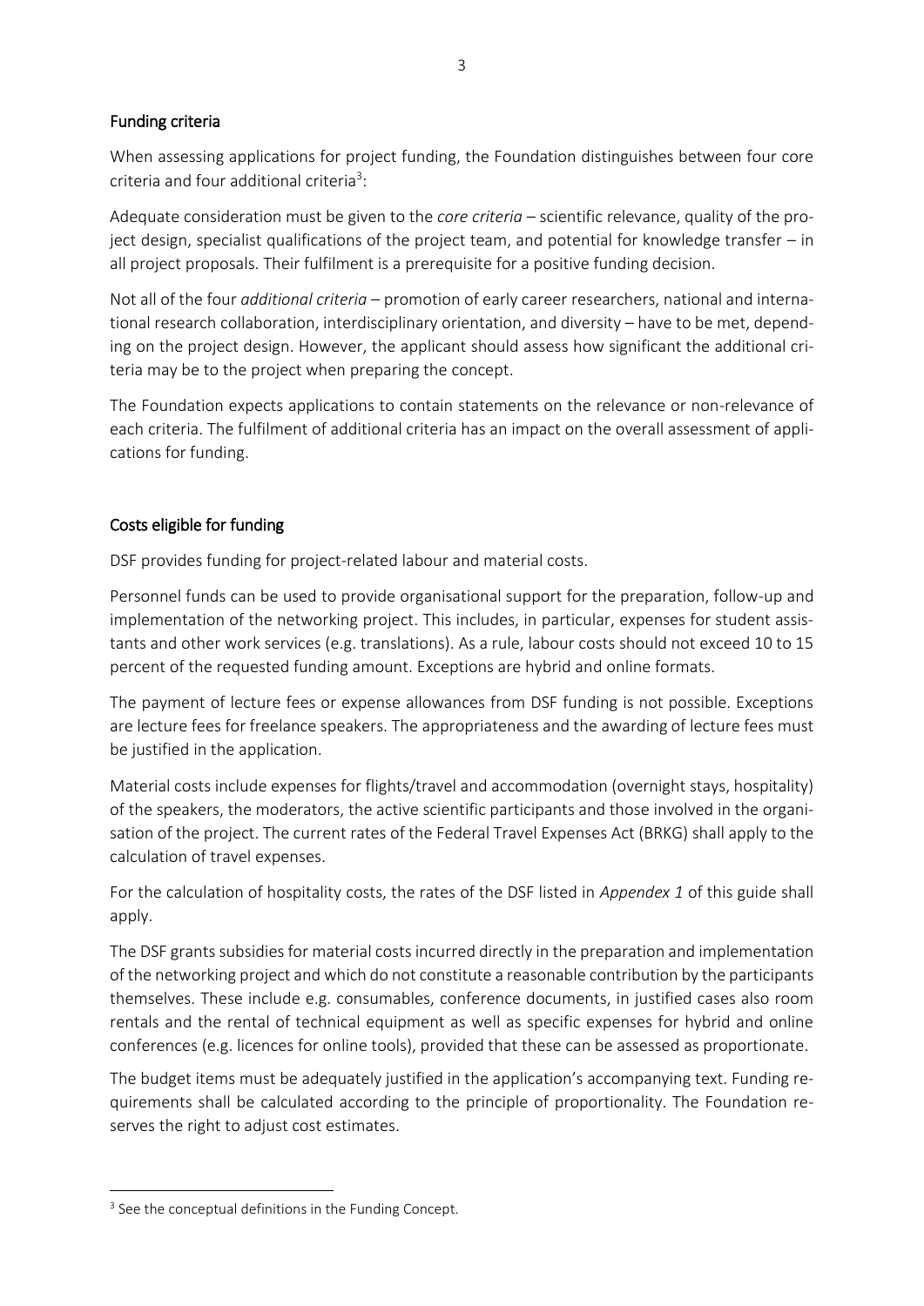## Funding criteria

When assessing applications for project funding, the Foundation distinguishes between four core criteria and four additional criteria[3]:

Adequate consideration must be given to the *core criteria* – scientific relevance, quality of the project design, specialist qualifications of the project team, and potential for knowledge transfer – in all project proposals. Their fulfilment is a prerequisite for a positive funding decision.

Not all of the four *additional criteria* – promotion of early career researchers, national and international research collaboration, interdisciplinary orientation, and diversity – have to be met, depending on the project design. However, the applicant should assess how significant the additional criteria may be to the project when preparing the concept.

The Foundation expects applications to contain statements on the relevance or non-relevance of each criteria. The fulfilment of additional criteria has an impact on the overall assessment of applications for funding.

## Costs eligible for funding

DSF provides funding for project-related labour and material costs.

Personnel funds can be used to provide organisational support for the preparation, follow-up and implementation of the networking project. This includes, in particular, expenses for student assistants and other work services (e.g. translations). As a rule, labour costs should not exceed 10 to 15 percent of the requested funding amount. Exceptions are hybrid and online formats.

The payment of lecture fees or expense allowances from DSF funding is not possible. Exceptions are lecture fees for freelance speakers. The appropriateness and the awarding of lecture fees must be justified in the application.

Material costs include expenses for flights/travel and accommodation (overnight stays, hospitality) of the speakers, the moderators, the active scientific participants and those involved in the organisation of the project. The current rates of the Federal Travel Expenses Act (BRKG) shall apply to the calculation of travel expenses.

For the calculation of hospitality costs, the rates of the DSF listed in *Appendix 1* of this guide shall apply.

The DSF grants subsidies for material costs incurred directly in the preparation and implementation of the networking project and which do not constitute a reasonable contribution by the participants themselves. These include e.g. consumables, conference documents, in justified cases also room rentals and the rental of technical equipment as well as specific expenses for hybrid and online conferences (e.g. licences for online tools), provided that these can be assessed as proportionate.

The budget items must be adequately justified in the application's accompanying text. Funding requirements shall be calculated according to the principle of proportionality. The Foundation reserves the right to adjust cost estimates.

---

[3] See the conceptual definitions in the Funding Concept.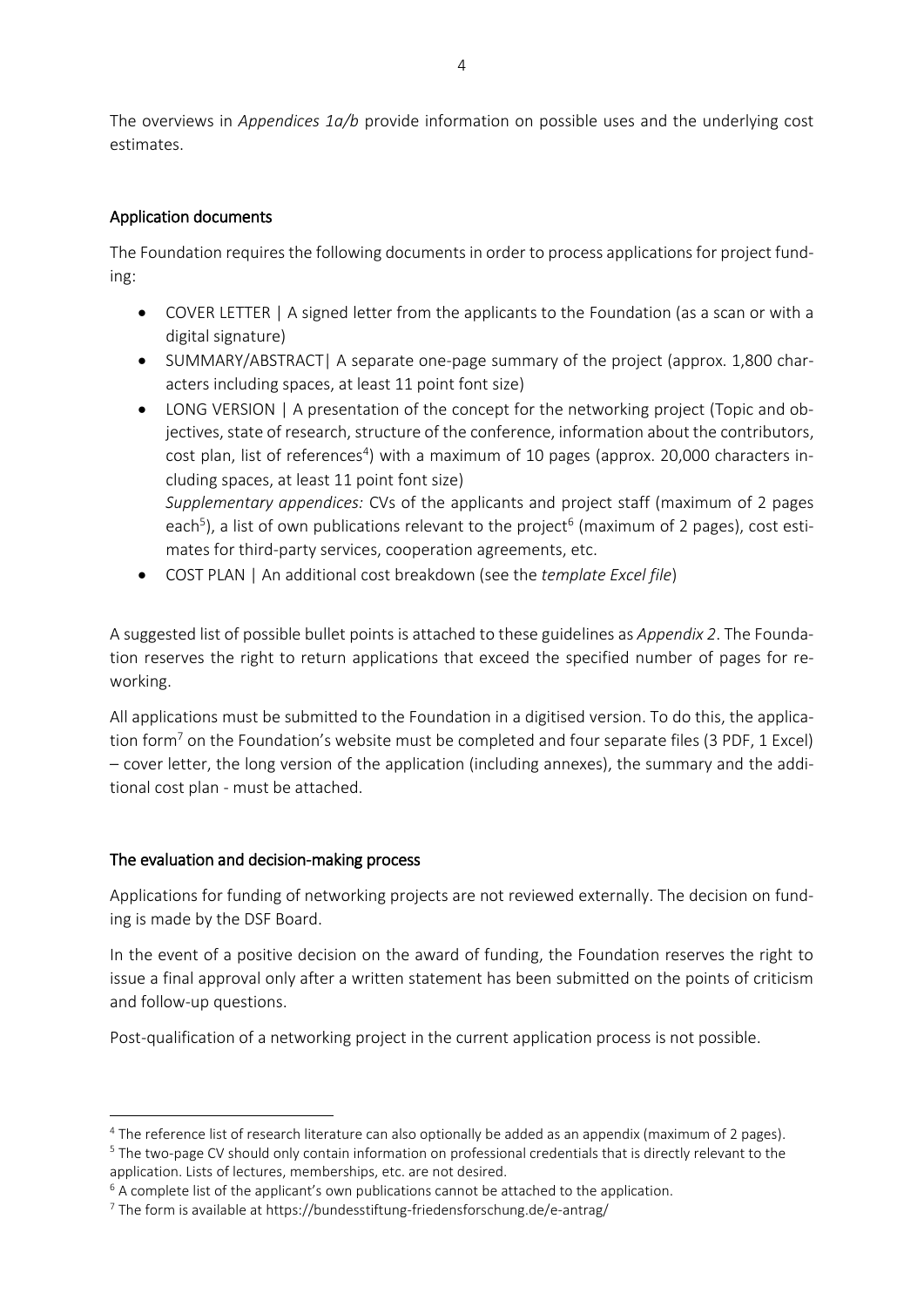The overviews in *Appendices 1a/b* provide information on possible uses and the underlying cost estimates.

## Application documents

The Foundation requires the following documents in order to process applications for project funding:

- COVER LETTER | A signed letter from the applicants to the Foundation (as a scan or with a digital signature)
- SUMMARY/ABSTRACT| A separate one-page summary of the project (approx. 1,800 characters including spaces, at least 11 point font size)
- LONG VERSION | A presentation of the concept for the networking project (Topic and objectives, state of research, structure of the conference, information about the contributors, cost plan, list of references[4]) with a maximum of 10 pages (approx. 20,000 characters including spaces, at least 11 point font size)
  *Supplementary appendices:* CVs of the applicants and project staff (maximum of 2 pages each[5]), a list of own publications relevant to the project[6] (maximum of 2 pages), cost estimates for third-party services, cooperation agreements, etc.
- COST PLAN | An additional cost breakdown (see the *template Excel file*)

A suggested list of possible bullet points is attached to these guidelines as *Appendix 2*. The Foundation reserves the right to return applications that exceed the specified number of pages for reworking.

All applications must be submitted to the Foundation in a digitised version. To do this, the application form[7] on the Foundation's website must be completed and four separate files (3 PDF, 1 Excel) – cover letter, the long version of the application (including annexes), the summary and the additional cost plan - must be attached.

## The evaluation and decision-making process

Applications for funding of networking projects are not reviewed externally. The decision on funding is made by the DSF Board.

In the event of a positive decision on the award of funding, the Foundation reserves the right to issue a final approval only after a written statement has been submitted on the points of criticism and follow-up questions.

Post-qualification of a networking project in the current application process is not possible.

---

[4] The reference list of research literature can also optionally be added as an appendix (maximum of 2 pages).

[5] The two-page CV should only contain information on professional credentials that is directly relevant to the application. Lists of lectures, memberships, etc. are not desired.

[6] A complete list of the applicant's own publications cannot be attached to the application.

[7] The form is available at https://bundesstiftung-friedensforschung.de/e-antrag/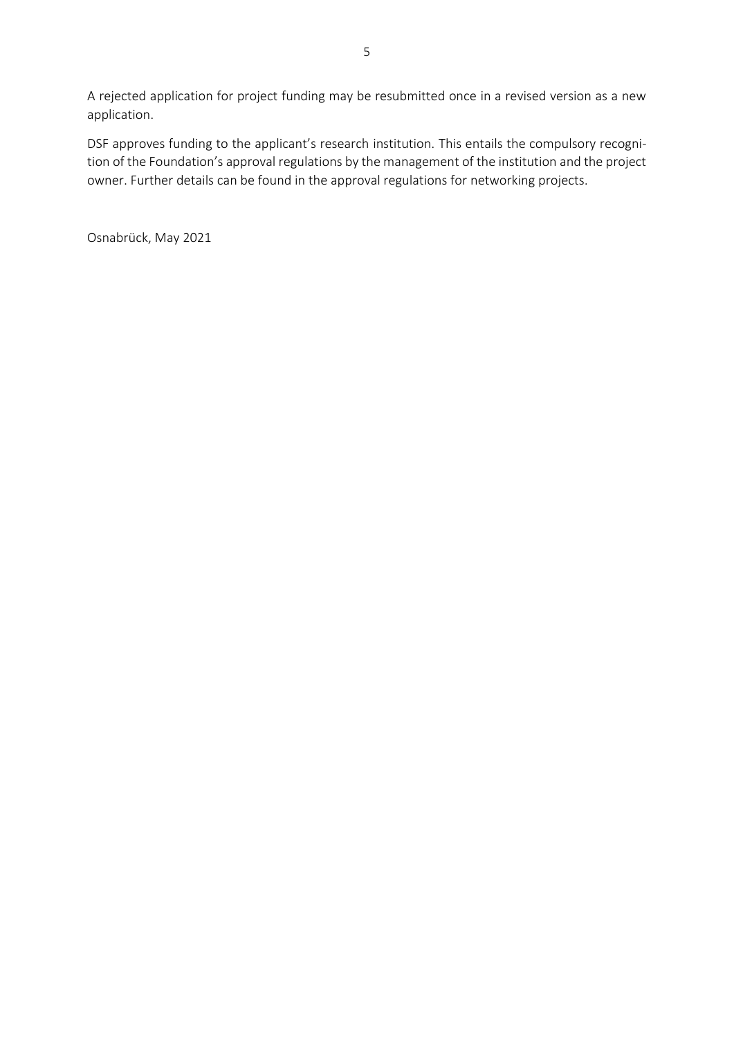A rejected application for project funding may be resubmitted once in a revised version as a new application.

DSF approves funding to the applicant's research institution. This entails the compulsory recognition of the Foundation's approval regulations by the management of the institution and the project owner. Further details can be found in the approval regulations for networking projects.

Osnabrück, May 2021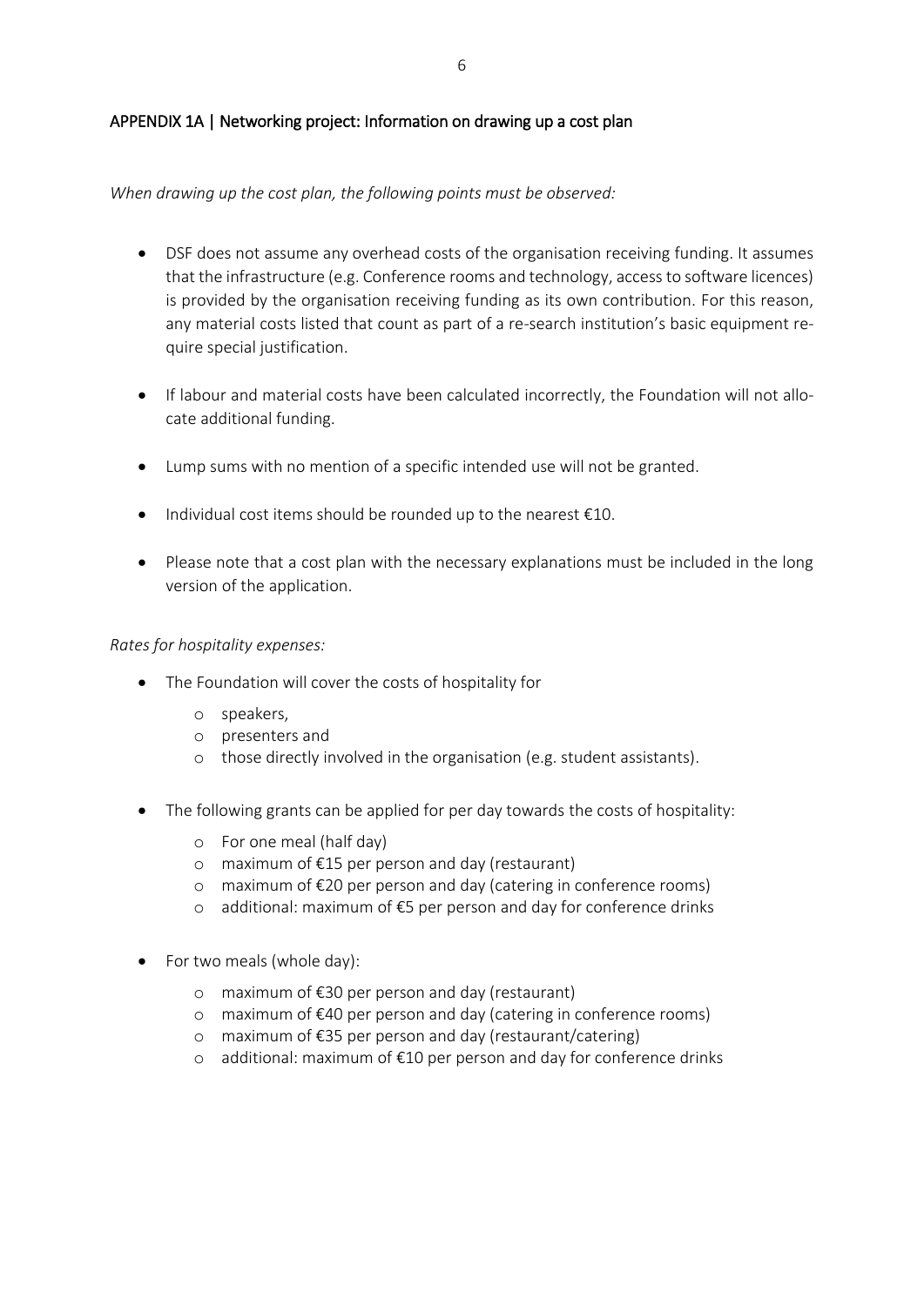## APPENDIX 1A | Networking project: Information on drawing up a cost plan

*When drawing up the cost plan, the following points must be observed:*

- DSF does not assume any overhead costs of the organisation receiving funding. It assumes that the infrastructure (e.g. Conference rooms and technology, access to software licences) is provided by the organisation receiving funding as its own contribution. For this reason, any material costs listed that count as part of a re-search institution's basic equipment re-quire special justification.
- If labour and material costs have been calculated incorrectly, the Foundation will not allocate additional funding.
- Lump sums with no mention of a specific intended use will not be granted.
- Individual cost items should be rounded up to the nearest €10.
- Please note that a cost plan with the necessary explanations must be included in the long version of the application.

*Rates for hospitality expenses:*

- The Foundation will cover the costs of hospitality for
  - speakers,
  - presenters and
  - those directly involved in the organisation (e.g. student assistants).
- The following grants can be applied for per day towards the costs of hospitality:
  - For one meal (half day)
  - maximum of €15 per person and day (restaurant)
  - maximum of €20 per person and day (catering in conference rooms)
  - additional: maximum of €5 per person and day for conference drinks
- For two meals (whole day):
  - maximum of €30 per person and day (restaurant)
  - maximum of €40 per person and day (catering in conference rooms)
  - maximum of €35 per person and day (restaurant/catering)
  - additional: maximum of €10 per person and day for conference drinks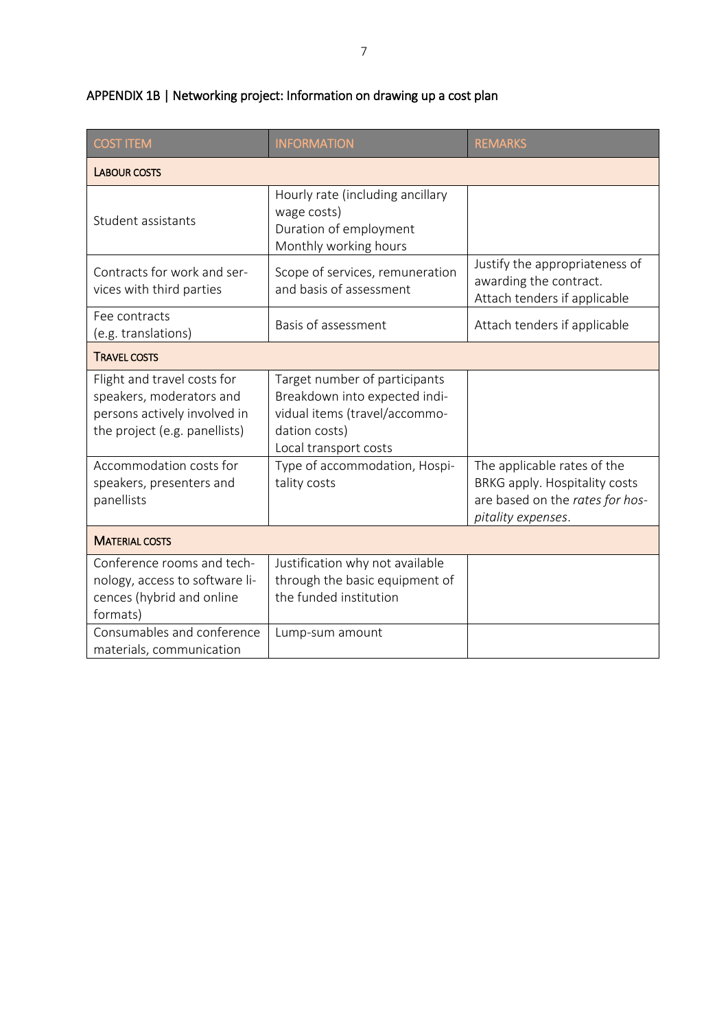## APPENDIX 1B | Networking project: Information on drawing up a cost plan

| COST ITEM | INFORMATION | REMARKS |
|---|---|---|
| **LABOUR COSTS** | | |
| Student assistants | Hourly rate (including ancillary wage costs)<br>Duration of employment<br>Monthly working hours | |
| Contracts for work and services with third parties | Scope of services, remuneration and basis of assessment | Justify the appropriateness of awarding the contract.<br>Attach tenders if applicable |
| Fee contracts<br>(e.g. translations) | Basis of assessment | Attach tenders if applicable |
| **TRAVEL COSTS** | | |
| Flight and travel costs for speakers, moderators and persons actively involved in the project (e.g. panellists) | Target number of participants<br>Breakdown into expected individual items (travel/accommodation costs)<br>Local transport costs | |
| Accommodation costs for speakers, presenters and panellists | Type of accommodation, Hospitality costs | The applicable rates of the BRKG apply. Hospitality costs are based on the *rates for hospitality expenses*. |
| **MATERIAL COSTS** | | |
| Conference rooms and technology, access to software licences (hybrid and online formats) | Justification why not available through the basic equipment of the funded institution | |
| Consumables and conference materials, communication | Lump-sum amount | |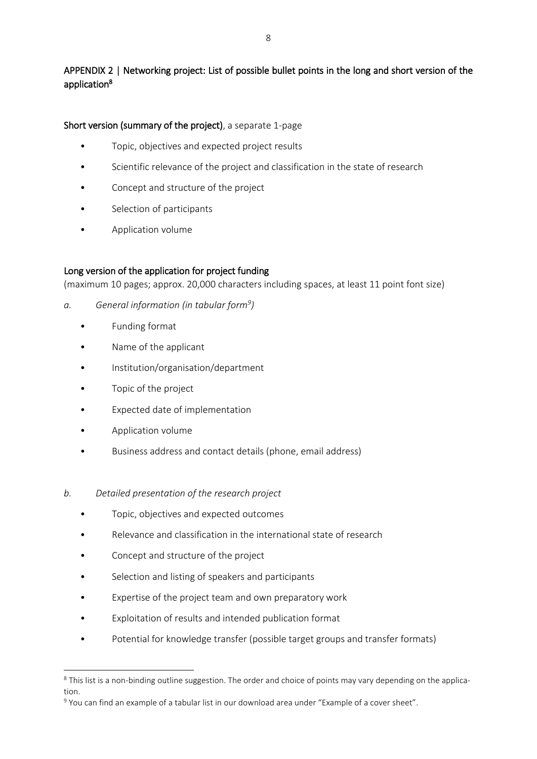## APPENDIX 2 | Networking project: List of possible bullet points in the long and short version of the application[8]

### Short version (summary of the project), a separate 1-page

- Topic, objectives and expected project results
- Scientific relevance of the project and classification in the state of research
- Concept and structure of the project
- Selection of participants
- Application volume

### Long version of the application for project funding

(maximum 10 pages; approx. 20,000 characters including spaces, at least 11 point font size)

*a. General information (in tabular form[9])*

- Funding format
- Name of the applicant
- Institution/organisation/department
- Topic of the project
- Expected date of implementation
- Application volume
- Business address and contact details (phone, email address)

*b. Detailed presentation of the research project*

- Topic, objectives and expected outcomes
- Relevance and classification in the international state of research
- Concept and structure of the project
- Selection and listing of speakers and participants
- Expertise of the project team and own preparatory work
- Exploitation of results and intended publication format
- Potential for knowledge transfer (possible target groups and transfer formats)

---

[8] This list is a non-binding outline suggestion. The order and choice of points may vary depending on the application.

[9] You can find an example of a tabular list in our download area under "Example of a cover sheet".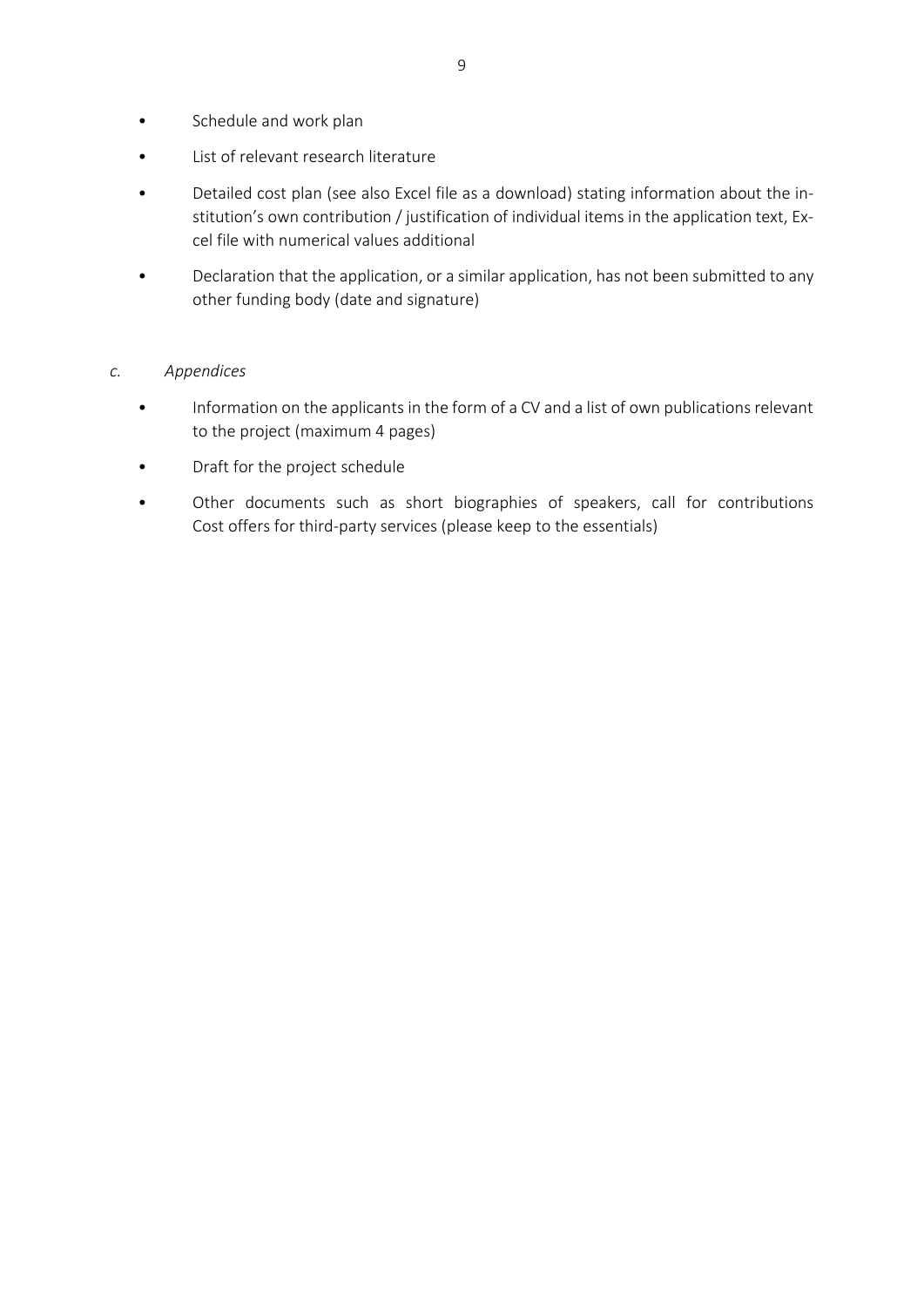- Schedule and work plan
- List of relevant research literature
- Detailed cost plan (see also Excel file as a download) stating information about the institution's own contribution / justification of individual items in the application text, Excel file with numerical values additional
- Declaration that the application, or a similar application, has not been submitted to any other funding body (date and signature)

*c. Appendices*

- Information on the applicants in the form of a CV and a list of own publications relevant to the project (maximum 4 pages)
- Draft for the project schedule
- Other documents such as short biographies of speakers, call for contributions Cost offers for third-party services (please keep to the essentials)